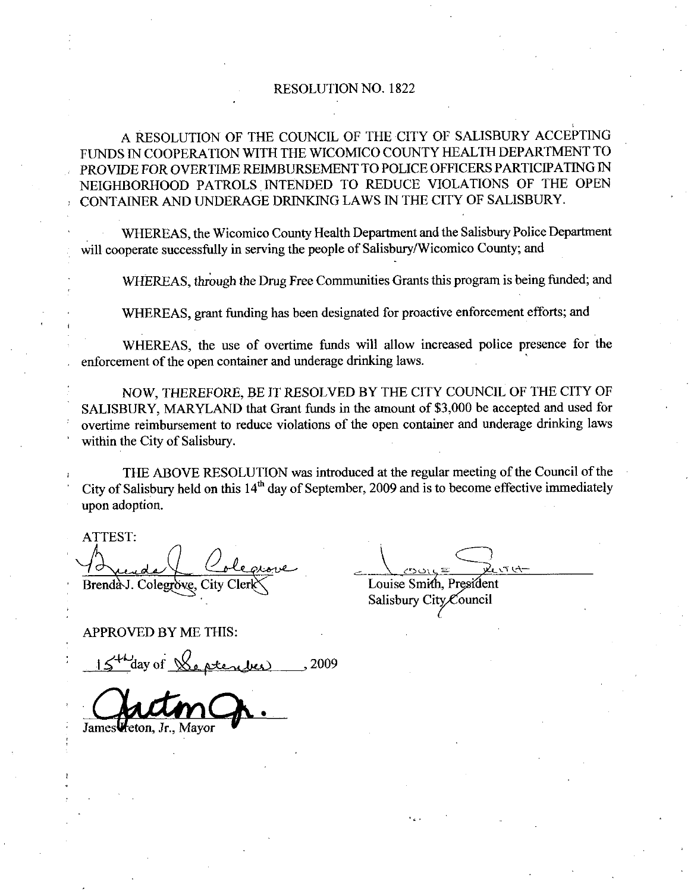# RESOLUTION NO. 1822

A RESOLUTION OF THE COUNCIL OF THE CITY OF SALISBURY ACCEPTING FUNDS IN COOPERATION WITH THE WICOMICO COUNTY HEALTH DEPARTMENT TO PROVIDE FOR OVERTIME REIMBURSEMENT TO POLICE OFFICERS PARTICIPATING IN NEIGHBORHOOD PATROLS INTENDED TO REDUCE VIOLATIONS OF THE OPEN CONTAINER AND UNDERAGE DRINKING LAWS IN THE CITY OF SALISBURY.

WHEREAS, the Wicomico County Health Department and the Salisbury Police Department will cooperate successfully in serving the people of Salisbury/Wicomico County; and

WHEREAS, through the Drug Free Communities Grants this program is being funded; and

WHEREAS, grant funding has been designated for proactive enforcement efforts; and

WHEREAS, the use of overtime funds will allow increased police presence for the enforcement of the open container and underage drinking laws.

NOW, THEREFORE, BE IT RESOLVED BY THE CITY COUNCIL OF THE CITY OF SALISBURY, MARYLAND that Grant funds in the amount of $3,000 be accepted and used for overtime reimbursement to reduce violations of the open container and underage drinking laws within the City of Salisbury.

THE ABOVE RESOLUTION was introduced at the regular meeting of the Council of the City of Salisbury held on this 14th day of September, 2009 and is to become effective immediately upon adoption.

ATTEST:

Brenda J. Colegrove, City Clerk

Louise Smith, President
Salisbury City Council

APPROVED BY ME THIS:

15th day of September, 2009

James Ireton, Jr., Mayor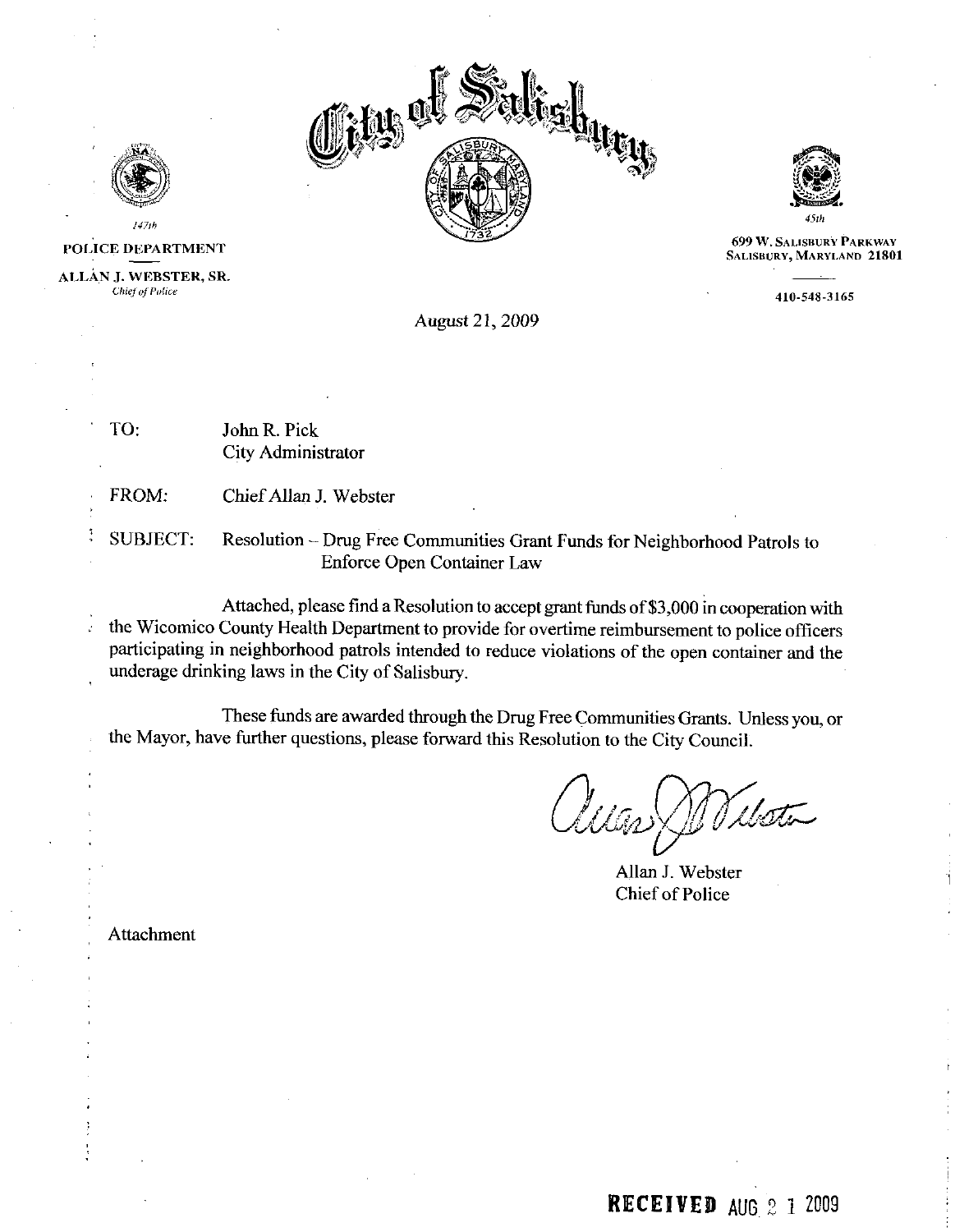# City of Salisbury

147th

**POLICE DEPARTMENT**

**ALLAN J. WEBSTER, SR.**
*Chief of Police*

45th

699 W. SALISBURY PARKWAY
SALISBURY, MARYLAND 21801

410-548-3165

August 21, 2009

TO: John R. Pick
City Administrator

FROM: Chief Allan J. Webster

SUBJECT: Resolution – Drug Free Communities Grant Funds for Neighborhood Patrols to Enforce Open Container Law

Attached, please find a Resolution to accept grant funds of $3,000 in cooperation with the Wicomico County Health Department to provide for overtime reimbursement to police officers participating in neighborhood patrols intended to reduce violations of the open container and the underage drinking laws in the City of Salisbury.

These funds are awarded through the Drug Free Communities Grants. Unless you, or the Mayor, have further questions, please forward this Resolution to the City Council.

Allan J. Webster
Chief of Police

Attachment

**RECEIVED** AUG 21 2009